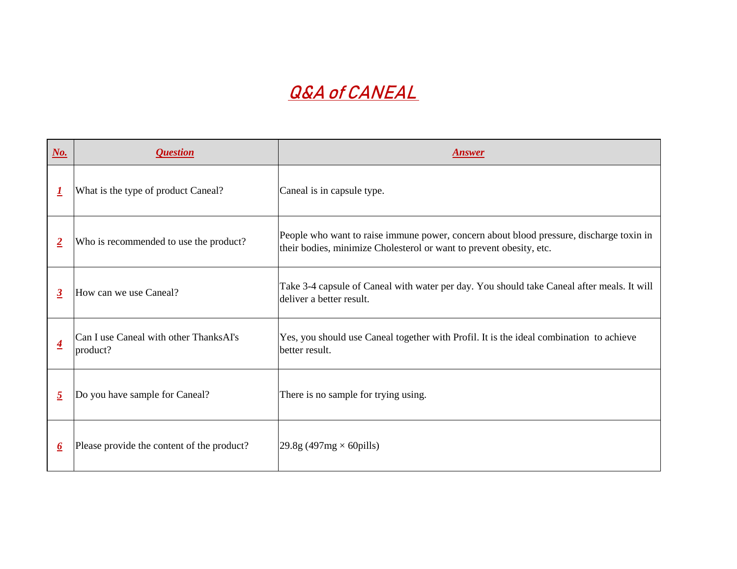# Q&A of CANEAL

| No. | Question | Answer |
|---|---|---|
| 1 | What is the type of product Caneal? | Caneal is in capsule type. |
| 2 | Who is recommended to use the product? | People who want to raise immune power, concern about blood pressure, discharge toxin in their bodies, minimize Cholesterol or want to prevent obesity, etc. |
| 3 | How can we use Caneal? | Take 3-4 capsule of Caneal with water per day. You should take Caneal after meals. It will deliver a better result. |
| 4 | Can I use Caneal with other ThanksAI's product? | Yes, you should use Caneal together with Profil. It is the ideal combination to achieve better result. |
| 5 | Do you have sample for Caneal? | There is no sample for trying using. |
| 6 | Please provide the content of the product? | 29.8g (497mg × 60pills) |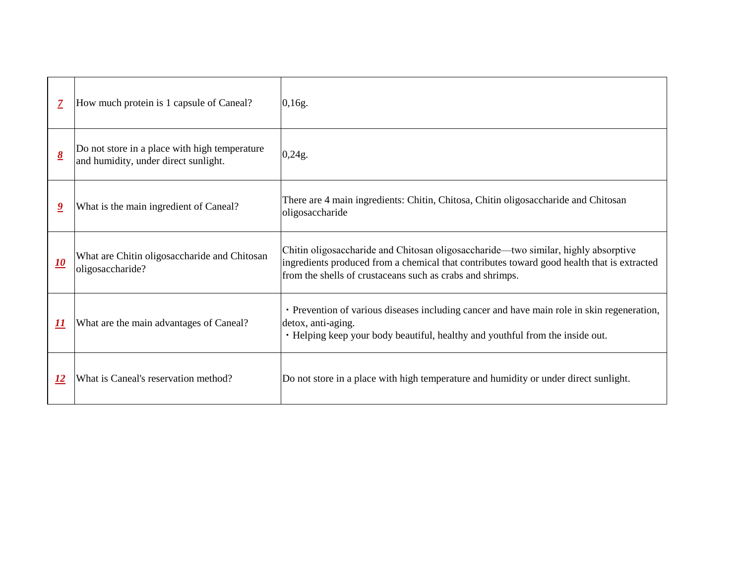| 7 | How much protein is 1 capsule of Caneal? | 0,16g. |
|---|---|---|
| 8 | Do not store in a place with high temperature and humidity, under direct sunlight. | 0,24g. |
| 9 | What is the main ingredient of Caneal? | There are 4 main ingredients: Chitin, Chitosa, Chitin oligosaccharide and Chitosan oligosaccharide |
| 10 | What are Chitin oligosaccharide and Chitosan oligosaccharide? | Chitin oligosaccharide and Chitosan oligosaccharide—two similar, highly absorptive ingredients produced from a chemical that contributes toward good health that is extracted from the shells of crustaceans such as crabs and shrimps. |
| 11 | What are the main advantages of Caneal? | ・Prevention of various diseases including cancer and have main role in skin regeneration, detox, anti-aging.<br>・Helping keep your body beautiful, healthy and youthful from the inside out. |
| 12 | What is Caneal's reservation method? | Do not store in a place with high temperature and humidity or under direct sunlight. |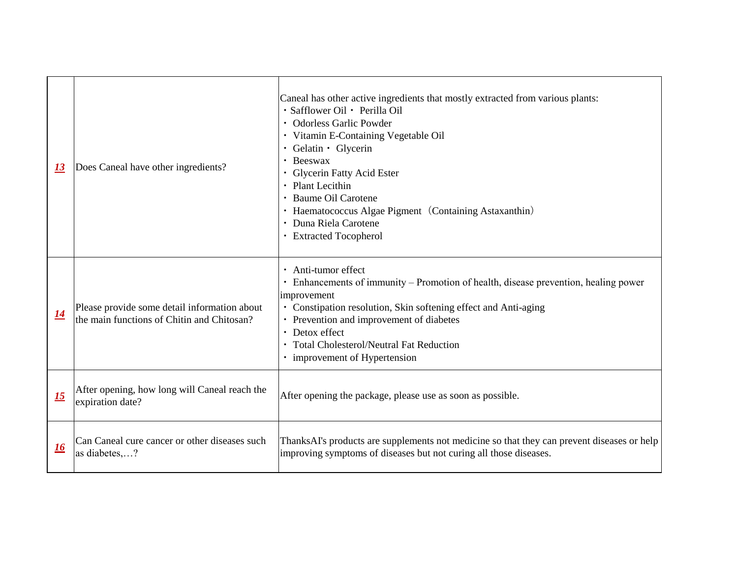| | | |
|---|---|---|
| ***13*** | Does Caneal have other ingredients? | Caneal has other active ingredients that mostly extracted from various plants:<br>・Safflower Oil・ Perilla Oil<br>・ Odorless Garlic Powder<br>・ Vitamin E-Containing Vegetable Oil<br>・ Gelatin・ Glycerin<br>・ Beeswax<br>・ Glycerin Fatty Acid Ester<br>・ Plant Lecithin<br>・ Baume Oil Carotene<br>・ Haematococcus Algae Pigment（Containing Astaxanthin）<br>・ Duna Riela Carotene<br>・ Extracted Tocopherol |
| ***14*** | Please provide some detail information about the main functions of Chitin and Chitosan? | ・ Anti-tumor effect<br>・ Enhancements of immunity – Promotion of health, disease prevention, healing power improvement<br>・ Constipation resolution, Skin softening effect and Anti-aging<br>・ Prevention and improvement of diabetes<br>・ Detox effect<br>・ Total Cholesterol/Neutral Fat Reduction<br>・ improvement of Hypertension |
| ***15*** | After opening, how long will Caneal reach the expiration date? | After opening the package, please use as soon as possible. |
| ***16*** | Can Caneal cure cancer or other diseases such as diabetes,…? | ThanksAI's products are supplements not medicine so that they can prevent diseases or help improving symptoms of diseases but not curing all those diseases. |